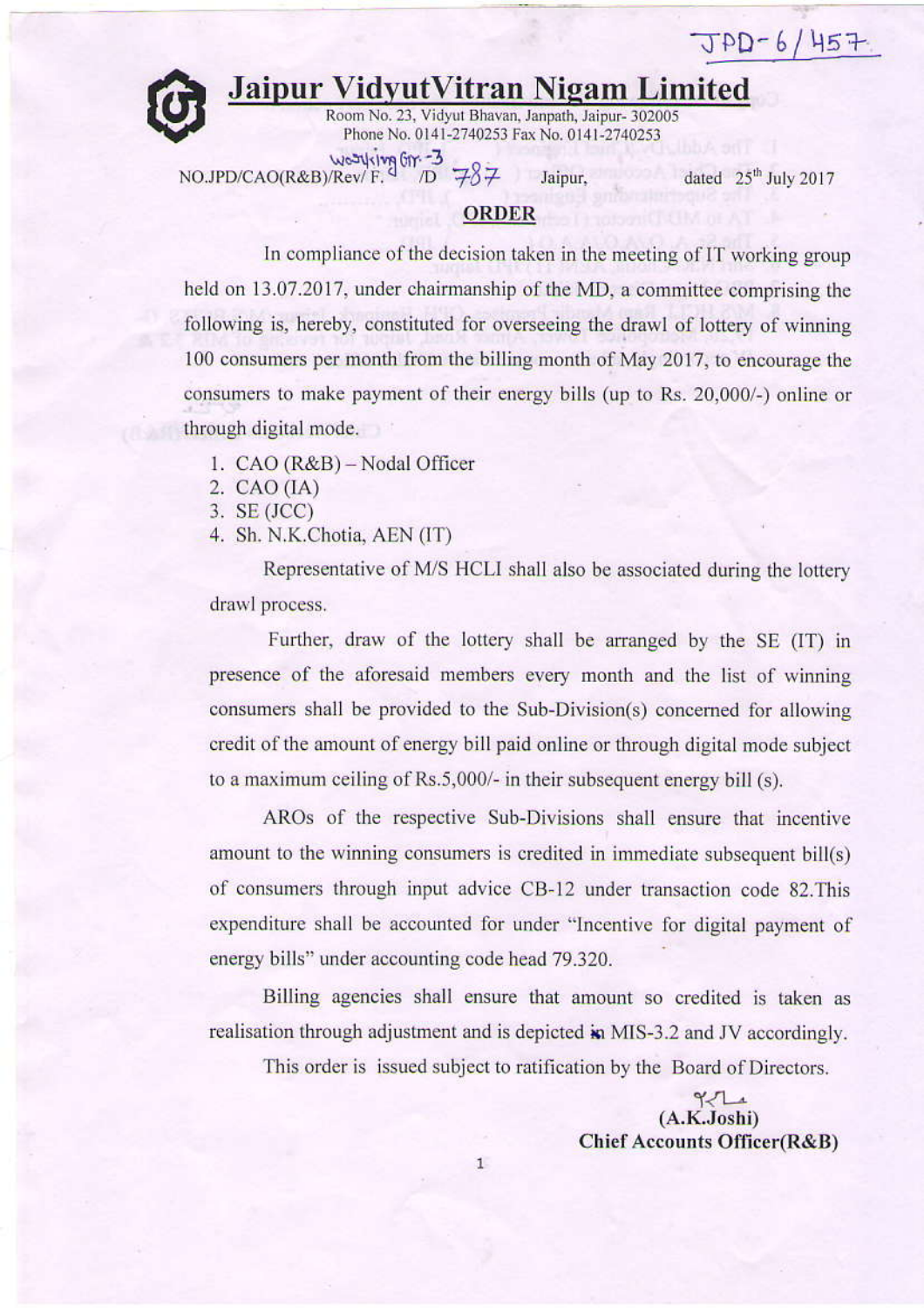JPD-6/457

# Jaipur VidyutVitran Nigam Limited

Room No. 23, Vidyut Bhavan, Janpath, Jaipur- 302005
Phone No. 0141-2740253 Fax No. 0141-2740253

NO.JPD/CAO(R&B)/Rev/ F. Working Gr.-3 /D 787 Jaipur, dated 25th July 2017

## ORDER

In compliance of the decision taken in the meeting of IT working group held on 13.07.2017, under chairmanship of the MD, a committee comprising the following is, hereby, constituted for overseeing the drawl of lottery of winning 100 consumers per month from the billing month of May 2017, to encourage the consumers to make payment of their energy bills (up to Rs. 20,000/-) online or through digital mode.

1. CAO (R&B) – Nodal Officer
2. CAO (IA)
3. SE (JCC)
4. Sh. N.K.Chotia, AEN (IT)

Representative of M/S HCLI shall also be associated during the lottery drawl process.

Further, draw of the lottery shall be arranged by the SE (IT) in presence of the aforesaid members every month and the list of winning consumers shall be provided to the Sub-Division(s) concerned for allowing credit of the amount of energy bill paid online or through digital mode subject to a maximum ceiling of Rs.5,000/- in their subsequent energy bill (s).

AROs of the respective Sub-Divisions shall ensure that incentive amount to the winning consumers is credited in immediate subsequent bill(s) of consumers through input advice CB-12 under transaction code 82.This expenditure shall be accounted for under "Incentive for digital payment of energy bills" under accounting code head 79.320.

Billing agencies shall ensure that amount so credited is taken as realisation through adjustment and is depicted in MIS-3.2 and JV accordingly.

This order is issued subject to ratification by the Board of Directors.

**(A.K.Joshi)**
**Chief Accounts Officer(R&B)**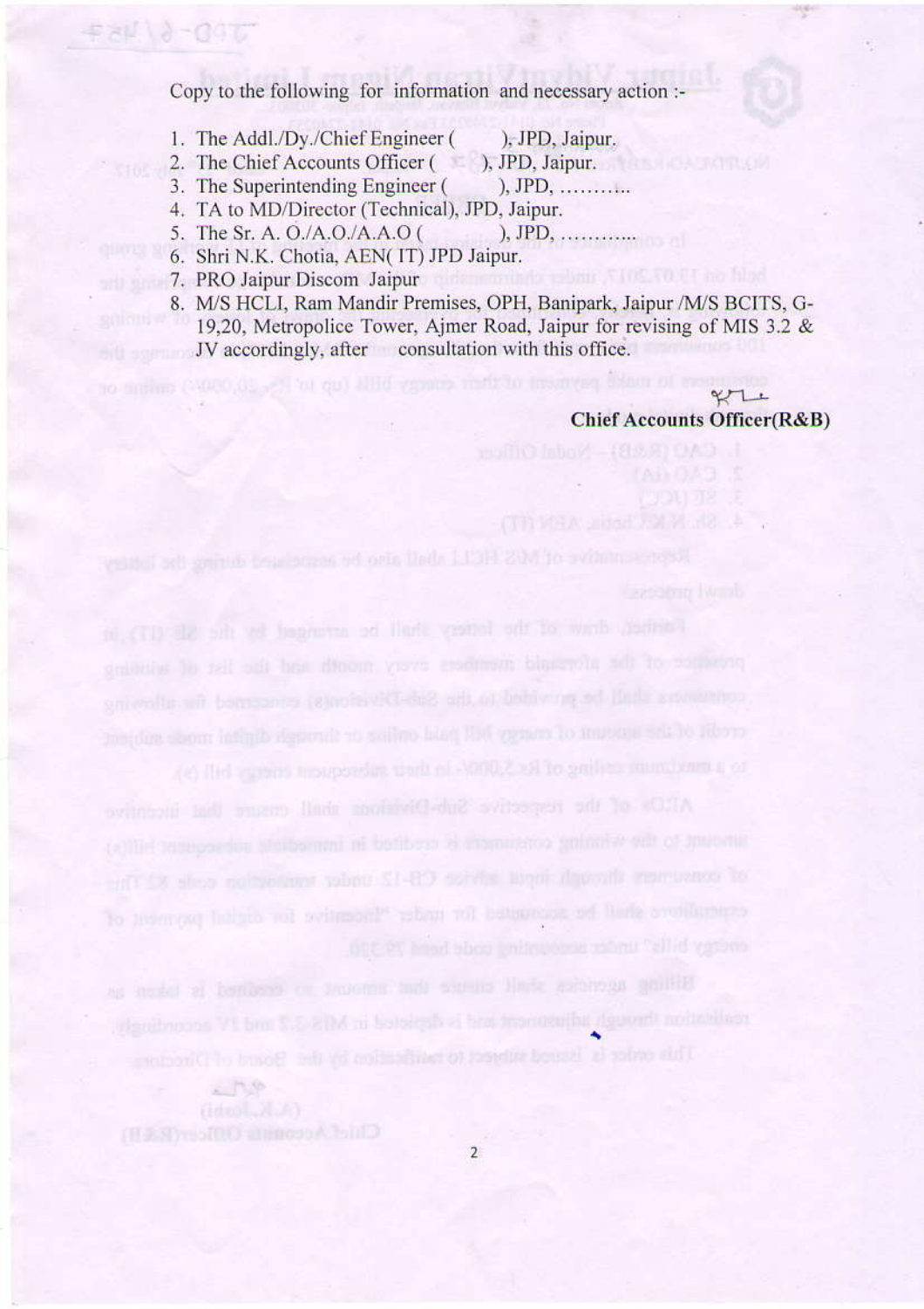JPD-6/454

Copy to the following for information and necessary action :-

1. The Addl./Dy./Chief Engineer ( ), JPD, Jaipur.
2. The Chief Accounts Officer ( ), JPD, Jaipur.
3. The Superintending Engineer ( ), JPD, ……….
4. TA to MD/Director (Technical), JPD, Jaipur.
5. The Sr. A. O./A.O./A.A.O ( ), JPD, ………..
6. Shri N.K. Chotia, AEN( IT) JPD Jaipur.
7. PRO Jaipur Discom Jaipur
8. M/S HCLI, Ram Mandir Premises, OPH, Banipark, Jaipur /M/S BCITS, G-19,20, Metropolice Tower, Ajmer Road, Jaipur for revising of MIS 3.2 & JV accordingly, after consultation with this office.

Chief Accounts Officer(R&B)